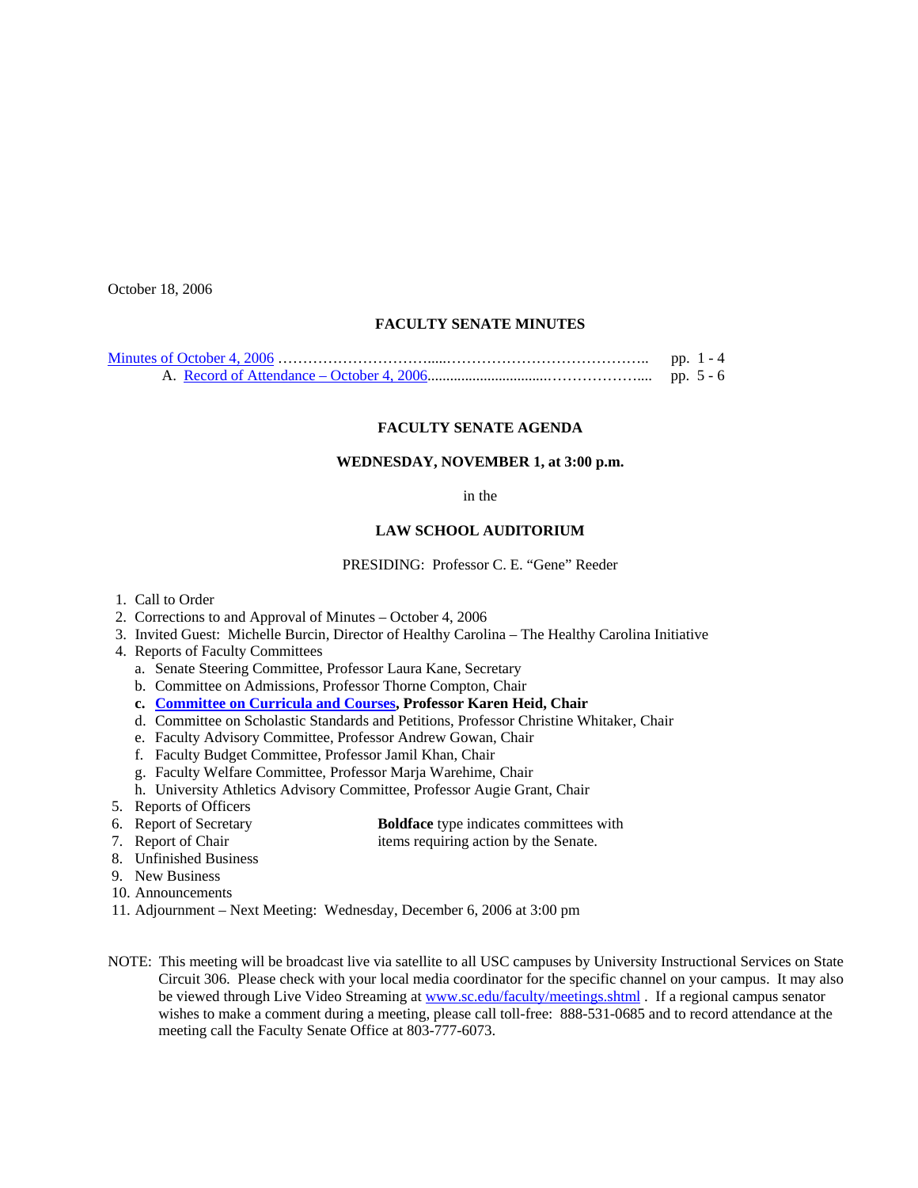October 18, 2006

**FACULTY SENATE MINUTES**

Minutes of October 4, 2006 ……………………….....………………………………….. pp. 1 - 4
A. Record of Attendance – October 4, 2006.............................……………….... pp. 5 - 6

**FACULTY SENATE AGENDA**

**WEDNESDAY, NOVEMBER 1, at 3:00 p.m.**

in the

**LAW SCHOOL AUDITORIUM**

PRESIDING: Professor C. E. "Gene" Reeder

1. Call to Order
2. Corrections to and Approval of Minutes – October 4, 2006
3. Invited Guest: Michelle Burcin, Director of Healthy Carolina – The Healthy Carolina Initiative
4. Reports of Faculty Committees
   a. Senate Steering Committee, Professor Laura Kane, Secretary
   b. Committee on Admissions, Professor Thorne Compton, Chair
   **c. Committee on Curricula and Courses, Professor Karen Heid, Chair**
   d. Committee on Scholastic Standards and Petitions, Professor Christine Whitaker, Chair
   e. Faculty Advisory Committee, Professor Andrew Gowan, Chair
   f. Faculty Budget Committee, Professor Jamil Khan, Chair
   g. Faculty Welfare Committee, Professor Marja Warehime, Chair
   h. University Athletics Advisory Committee, Professor Augie Grant, Chair
5. Reports of Officers
6. Report of Secretary
7. Report of Chair
8. Unfinished Business
9. New Business
10. Announcements
11. Adjournment – Next Meeting: Wednesday, December 6, 2006 at 3:00 pm

**Boldface** type indicates committees with items requiring action by the Senate.

NOTE: This meeting will be broadcast live via satellite to all USC campuses by University Instructional Services on State Circuit 306. Please check with your local media coordinator for the specific channel on your campus. It may also be viewed through Live Video Streaming at www.sc.edu/faculty/meetings.shtml . If a regional campus senator wishes to make a comment during a meeting, please call toll-free: 888-531-0685 and to record attendance at the meeting call the Faculty Senate Office at 803-777-6073.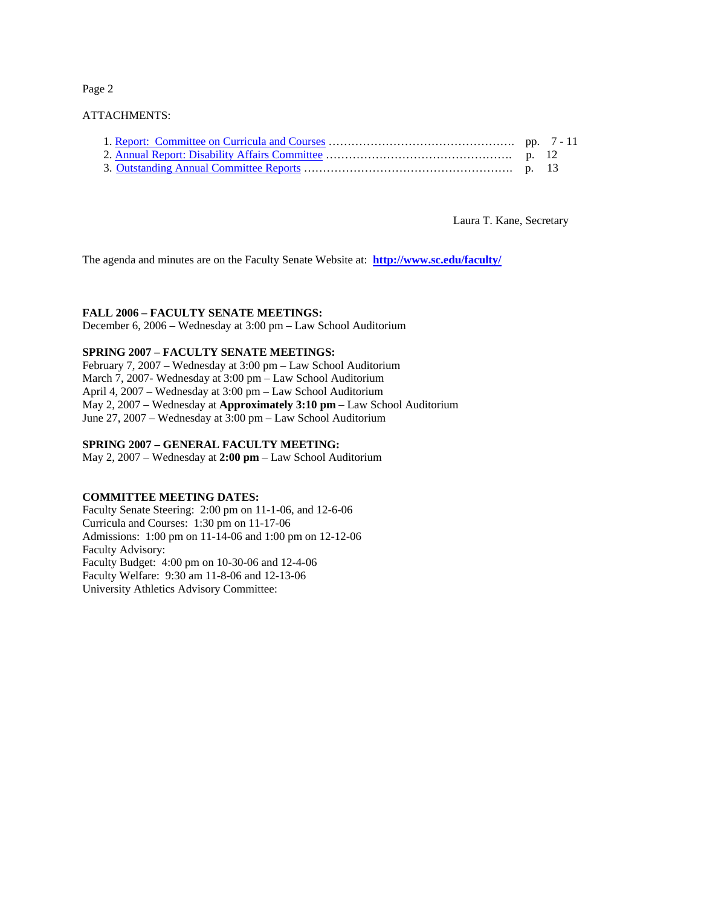ATTACHMENTS:

1. Report: Committee on Curricula and Courses ………………………………………… pp. 7 - 11
2. Annual Report: Disability Affairs Committee ………………………………………… p. 12
3. Outstanding Annual Committee Reports ……………………………………………… p. 13

Laura T. Kane, Secretary

The agenda and minutes are on the Faculty Senate Website at: **http://www.sc.edu/faculty/**

**FALL 2006 – FACULTY SENATE MEETINGS:**
December 6, 2006 – Wednesday at 3:00 pm – Law School Auditorium

**SPRING 2007 – FACULTY SENATE MEETINGS:**
February 7, 2007 – Wednesday at 3:00 pm – Law School Auditorium
March 7, 2007- Wednesday at 3:00 pm – Law School Auditorium
April 4, 2007 – Wednesday at 3:00 pm – Law School Auditorium
May 2, 2007 – Wednesday at **Approximately 3:10 pm** – Law School Auditorium
June 27, 2007 – Wednesday at 3:00 pm – Law School Auditorium

**SPRING 2007 – GENERAL FACULTY MEETING:**
May 2, 2007 – Wednesday at **2:00 pm** – Law School Auditorium

**COMMITTEE MEETING DATES:**
Faculty Senate Steering: 2:00 pm on 11-1-06, and 12-6-06
Curricula and Courses: 1:30 pm on 11-17-06
Admissions: 1:00 pm on 11-14-06 and 1:00 pm on 12-12-06
Faculty Advisory:
Faculty Budget: 4:00 pm on 10-30-06 and 12-4-06
Faculty Welfare: 9:30 am 11-8-06 and 12-13-06
University Athletics Advisory Committee: